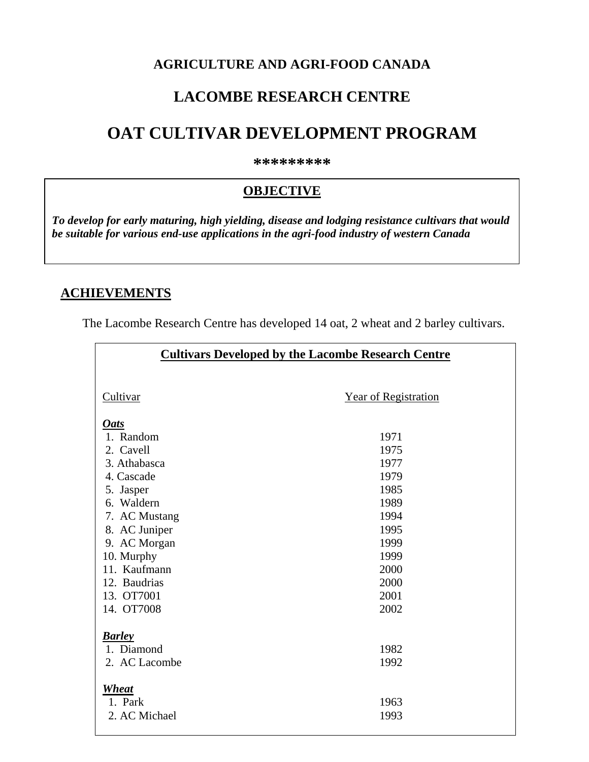# AGRICULTURE AND AGRI-FOOD CANADA

# LACOMBE RESEARCH CENTRE

# OAT CULTIVAR DEVELOPMENT PROGRAM

*********

## OBJECTIVE

***To develop for early maturing, high yielding, disease and lodging resistance cultivars that would be suitable for various end-use applications in the agri-food industry of western Canada***

## ACHIEVEMENTS

The Lacombe Research Centre has developed 14 oat, 2 wheat and 2 barley cultivars.

**Cultivars Developed by the Lacombe Research Centre**

| Cultivar | Year of Registration |
|---|---|
| ***Oats*** | |
| 1. Random | 1971 |
| 2. Cavell | 1975 |
| 3. Athabasca | 1977 |
| 4. Cascade | 1979 |
| 5. Jasper | 1985 |
| 6. Waldern | 1989 |
| 7. AC Mustang | 1994 |
| 8. AC Juniper | 1995 |
| 9. AC Morgan | 1999 |
| 10. Murphy | 1999 |
| 11. Kaufmann | 2000 |
| 12. Baudrias | 2000 |
| 13. OT7001 | 2001 |
| 14. OT7008 | 2002 |
| ***Barley*** | |
| 1. Diamond | 1982 |
| 2. AC Lacombe | 1992 |
| ***Wheat*** | |
| 1. Park | 1963 |
| 2. AC Michael | 1993 |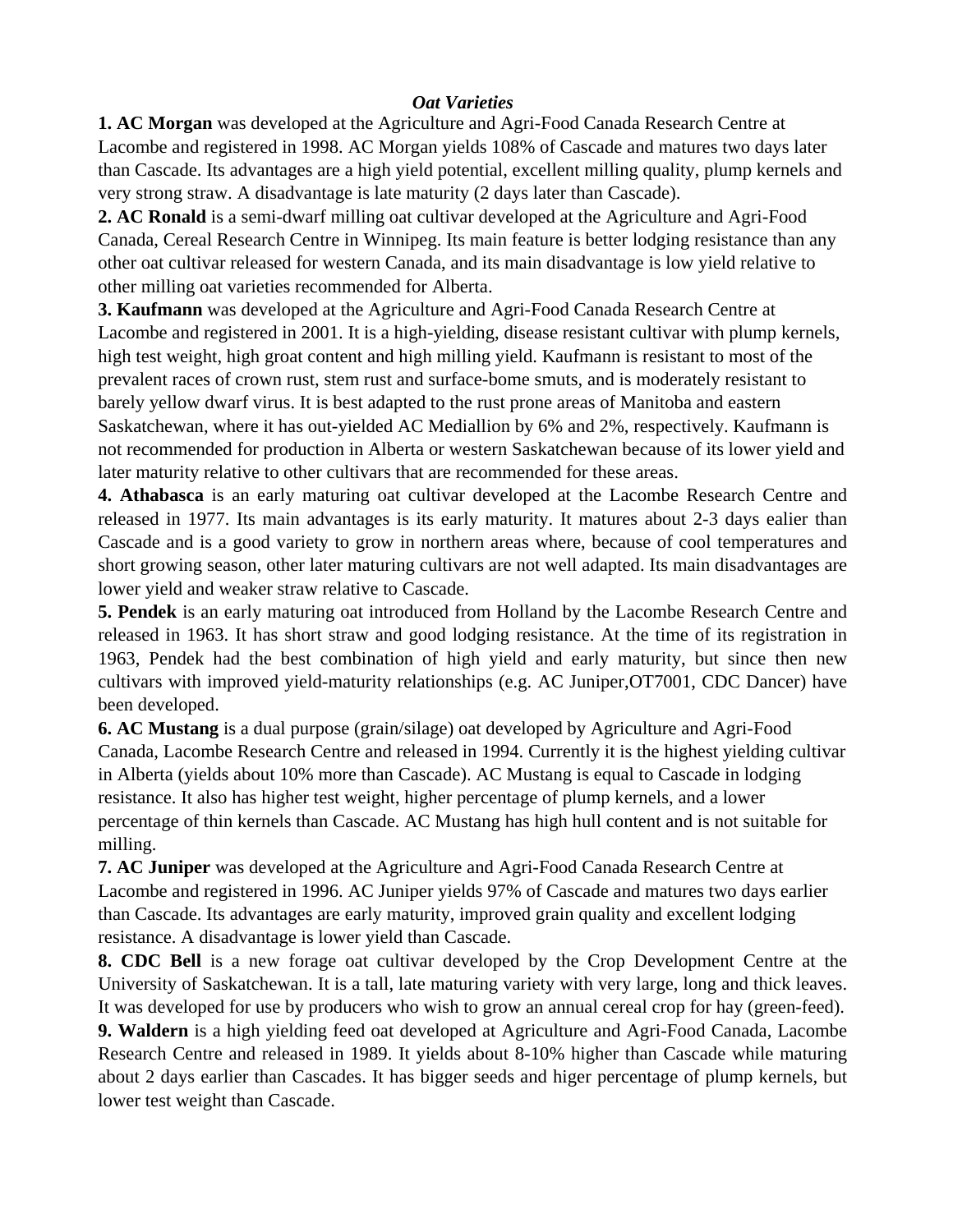***Oat Varieties***

**1. AC Morgan** was developed at the Agriculture and Agri-Food Canada Research Centre at Lacombe and registered in 1998. AC Morgan yields 108% of Cascade and matures two days later than Cascade. Its advantages are a high yield potential, excellent milling quality, plump kernels and very strong straw. A disadvantage is late maturity (2 days later than Cascade).

**2. AC Ronald** is a semi-dwarf milling oat cultivar developed at the Agriculture and Agri-Food Canada, Cereal Research Centre in Winnipeg. Its main feature is better lodging resistance than any other oat cultivar released for western Canada, and its main disadvantage is low yield relative to other milling oat varieties recommended for Alberta.

**3. Kaufmann** was developed at the Agriculture and Agri-Food Canada Research Centre at Lacombe and registered in 2001. It is a high-yielding, disease resistant cultivar with plump kernels, high test weight, high groat content and high milling yield. Kaufmann is resistant to most of the prevalent races of crown rust, stem rust and surface-bome smuts, and is moderately resistant to barely yellow dwarf virus. It is best adapted to the rust prone areas of Manitoba and eastern Saskatchewan, where it has out-yielded AC Mediallion by 6% and 2%, respectively. Kaufmann is not recommended for production in Alberta or western Saskatchewan because of its lower yield and later maturity relative to other cultivars that are recommended for these areas.

**4. Athabasca** is an early maturing oat cultivar developed at the Lacombe Research Centre and released in 1977. Its main advantages is its early maturity. It matures about 2-3 days ealier than Cascade and is a good variety to grow in northern areas where, because of cool temperatures and short growing season, other later maturing cultivars are not well adapted. Its main disadvantages are lower yield and weaker straw relative to Cascade.

**5. Pendek** is an early maturing oat introduced from Holland by the Lacombe Research Centre and released in 1963. It has short straw and good lodging resistance. At the time of its registration in 1963, Pendek had the best combination of high yield and early maturity, but since then new cultivars with improved yield-maturity relationships (e.g. AC Juniper,OT7001, CDC Dancer) have been developed.

**6. AC Mustang** is a dual purpose (grain/silage) oat developed by Agriculture and Agri-Food Canada, Lacombe Research Centre and released in 1994. Currently it is the highest yielding cultivar in Alberta (yields about 10% more than Cascade). AC Mustang is equal to Cascade in lodging resistance. It also has higher test weight, higher percentage of plump kernels, and a lower percentage of thin kernels than Cascade. AC Mustang has high hull content and is not suitable for milling.

**7. AC Juniper** was developed at the Agriculture and Agri-Food Canada Research Centre at Lacombe and registered in 1996. AC Juniper yields 97% of Cascade and matures two days earlier than Cascade. Its advantages are early maturity, improved grain quality and excellent lodging resistance. A disadvantage is lower yield than Cascade.

**8. CDC Bell** is a new forage oat cultivar developed by the Crop Development Centre at the University of Saskatchewan. It is a tall, late maturing variety with very large, long and thick leaves. It was developed for use by producers who wish to grow an annual cereal crop for hay (green-feed).

**9. Waldern** is a high yielding feed oat developed at Agriculture and Agri-Food Canada, Lacombe Research Centre and released in 1989. It yields about 8-10% higher than Cascade while maturing about 2 days earlier than Cascades. It has bigger seeds and higer percentage of plump kernels, but lower test weight than Cascade.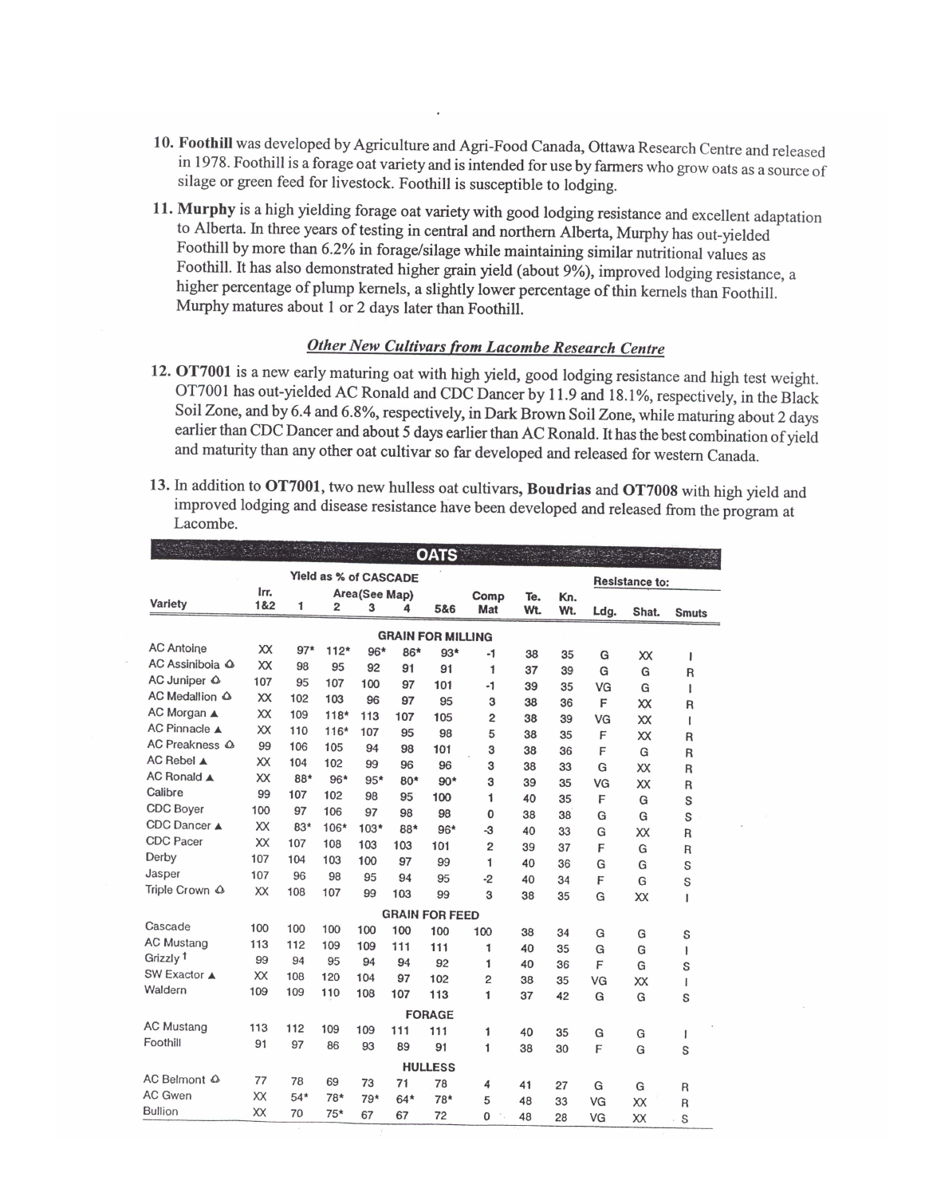10. **Foothill** was developed by Agriculture and Agri-Food Canada, Ottawa Research Centre and released in 1978. Foothill is a forage oat variety and is intended for use by farmers who grow oats as a source of silage or green feed for livestock. Foothill is susceptible to lodging.

11. **Murphy** is a high yielding forage oat variety with good lodging resistance and excellent adaptation to Alberta. In three years of testing in central and northern Alberta, Murphy has out-yielded Foothill by more than 6.2% in forage/silage while maintaining similar nutritional values as Foothill. It has also demonstrated higher grain yield (about 9%), improved lodging resistance, a higher percentage of plump kernels, a slightly lower percentage of thin kernels than Foothill. Murphy matures about 1 or 2 days later than Foothill.

### *Other New Cultivars from Lacombe Research Centre*

12. **OT7001** is a new early maturing oat with high yield, good lodging resistance and high test weight. OT7001 has out-yielded AC Ronald and CDC Dancer by 11.9 and 18.1%, respectively, in the Black Soil Zone, and by 6.4 and 6.8%, respectively, in Dark Brown Soil Zone, while maturing about 2 days earlier than CDC Dancer and about 5 days earlier than AC Ronald. It has the best combination of yield and maturity than any other oat cultivar so far developed and released for western Canada.

13. In addition to **OT7001**, two new hulless oat cultivars, **Boudrias** and **OT7008** with high yield and improved lodging and disease resistance have been developed and released from the program at Lacombe.

## OATS

| | Yield as % of CASCADE | | | | | | | | | | Resistance to: | | |
|---|---|---|---|---|---|---|---|---|---|---|---|---|---|
| | Irr. | | Area(See Map) | | | | Comp | Te. | Kn. | | | | |
| Variety | 1&2 | 1 | 2 | 3 | 4 | 5&6 | Mat | Wt. | Wt. | Ldg. | Shat. | Smuts | |
| **GRAIN FOR MILLING** | | | | | | | | | | | | | |
| AC Antoine | XX | 97* | 112* | 96* | 86* | 93* | -1 | 38 | 35 | G | XX | I | |
| AC Assiniboia ♳ | XX | 98 | 95 | 92 | 91 | 91 | 1 | 37 | 39 | G | G | R | |
| AC Juniper ♳ | 107 | 95 | 107 | 100 | 97 | 101 | -1 | 39 | 35 | VG | G | I | |
| AC Medallion ♳ | XX | 102 | 103 | 96 | 97 | 95 | 3 | 38 | 36 | F | XX | R | |
| AC Morgan ▲ | XX | 109 | 118* | 113 | 107 | 105 | 2 | 38 | 39 | VG | XX | I | |
| AC Pinnacle ▲ | XX | 110 | 116* | 107 | 95 | 98 | 5 | 38 | 35 | F | XX | R | |
| AC Preakness ♳ | 99 | 106 | 105 | 94 | 98 | 101 | 3 | 38 | 36 | F | G | R | |
| AC Rebel ▲ | XX | 104 | 102 | 99 | 96 | 96 | 3 | 38 | 33 | G | XX | R | |
| AC Ronald ▲ | XX | 88* | 96* | 95* | 80* | 90* | 3 | 39 | 35 | VG | XX | R | |
| Calibre | 99 | 107 | 102 | 98 | 95 | 100 | 1 | 40 | 35 | F | G | S | |
| CDC Boyer | 100 | 97 | 106 | 97 | 98 | 98 | 0 | 38 | 38 | G | G | S | |
| CDC Dancer ▲ | XX | 83* | 106* | 103* | 88* | 96* | -3 | 40 | 33 | G | XX | R | |
| CDC Pacer | XX | 107 | 108 | 103 | 103 | 101 | 2 | 39 | 37 | F | G | R | |
| Derby | 107 | 104 | 103 | 100 | 97 | 99 | 1 | 40 | 36 | G | G | S | |
| Jasper | 107 | 96 | 98 | 95 | 94 | 95 | -2 | 40 | 34 | F | G | S | |
| Triple Crown ♳ | XX | 108 | 107 | 99 | 103 | 99 | 3 | 38 | 35 | G | XX | I | |
| **GRAIN FOR FEED** | | | | | | | | | | | | | |
| Cascade | 100 | 100 | 100 | 100 | 100 | 100 | 100 | 38 | 34 | G | G | S | |
| AC Mustang | 113 | 112 | 109 | 109 | 111 | 111 | 1 | 40 | 35 | G | G | I | |
| Grizzly † | 99 | 94 | 95 | 94 | 94 | 92 | 1 | 40 | 36 | F | G | S | |
| SW Exactor ▲ | XX | 108 | 120 | 104 | 97 | 102 | 2 | 38 | 35 | VG | XX | I | |
| Waldern | 109 | 109 | 110 | 108 | 107 | 113 | 1 | 37 | 42 | G | G | S | |
| **FORAGE** | | | | | | | | | | | | | |
| AC Mustang | 113 | 112 | 109 | 109 | 111 | 111 | 1 | 40 | 35 | G | G | I | |
| Foothill | 91 | 97 | 86 | 93 | 89 | 91 | 1 | 38 | 30 | F | G | S | |
| **HULLESS** | | | | | | | | | | | | | |
| AC Belmont ♳ | 77 | 78 | 69 | 73 | 71 | 78 | 4 | 41 | 27 | G | G | R | |
| AC Gwen | XX | 54* | 78* | 79* | 64* | 78* | 5 | 48 | 33 | VG | XX | R | |
| Bullion | XX | 70 | 75* | 67 | 67 | 72 | 0 | 48 | 28 | VG | XX | S | |